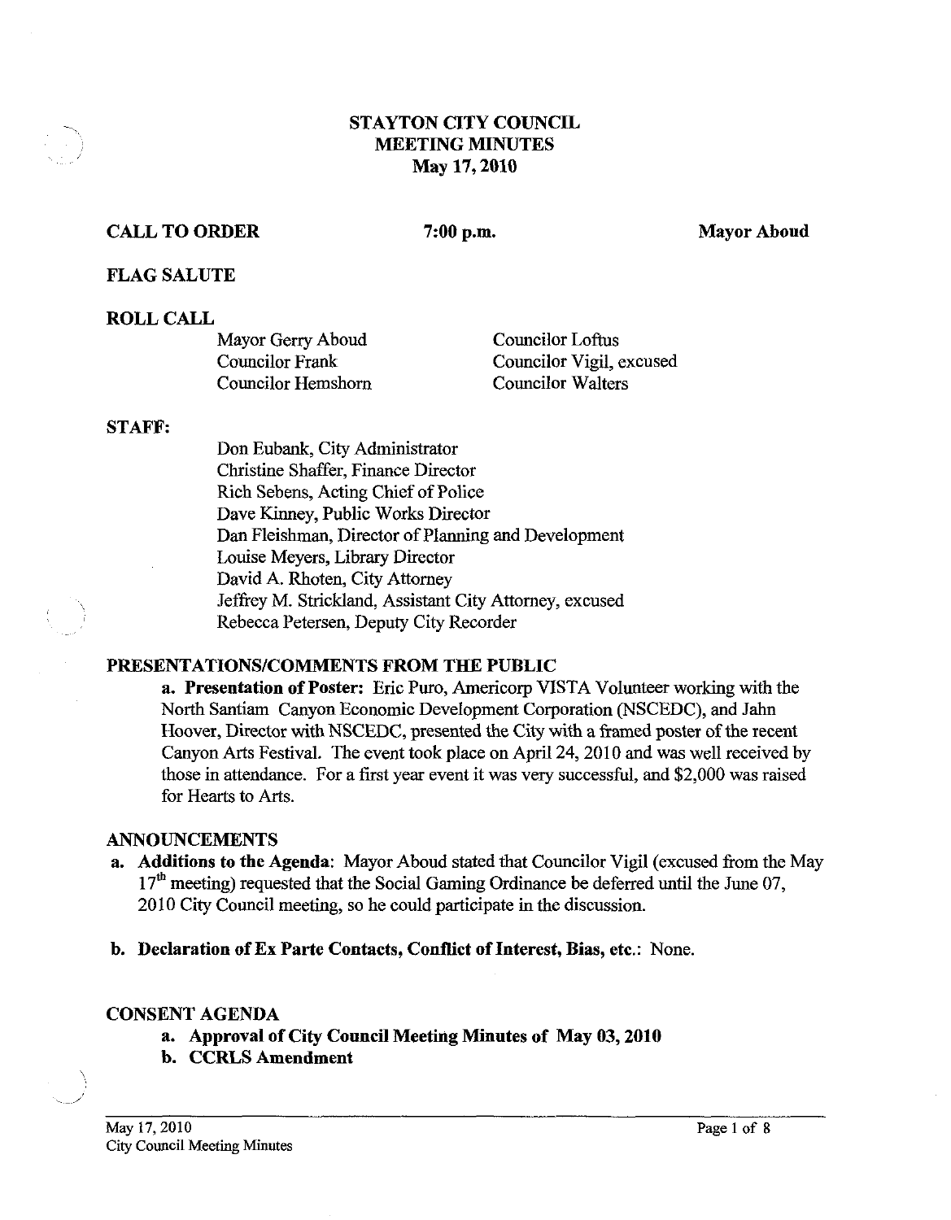# STAYTON CITY COUNCIL
# MEETING MINUTES
# May 17, 2010

**CALL TO ORDER** **7:00 p.m.** **Mayor Aboud**

**FLAG SALUTE**

**ROLL CALL**

Mayor Gerry Aboud
Councilor Frank
Councilor Hemshorn
Councilor Loftus
Councilor Vigil, excused
Councilor Walters

**STAFF:**

Don Eubank, City Administrator
Christine Shaffer, Finance Director
Rich Sebens, Acting Chief of Police
Dave Kinney, Public Works Director
Dan Fleishman, Director of Planning and Development
Louise Meyers, Library Director
David A. Rhoten, City Attorney
Jeffrey M. Strickland, Assistant City Attorney, excused
Rebecca Petersen, Deputy City Recorder

**PRESENTATIONS/COMMENTS FROM THE PUBLIC**

**a. Presentation of Poster:** Eric Puro, Americorp VISTA Volunteer working with the North Santiam Canyon Economic Development Corporation (NSCEDC), and Jahn Hoover, Director with NSCEDC, presented the City with a framed poster of the recent Canyon Arts Festival. The event took place on April 24, 2010 and was well received by those in attendance. For a first year event it was very successful, and $2,000 was raised for Hearts to Arts.

**ANNOUNCEMENTS**

**a. Additions to the Agenda**: Mayor Aboud stated that Councilor Vigil (excused from the May 17th meeting) requested that the Social Gaming Ordinance be deferred until the June 07, 2010 City Council meeting, so he could participate in the discussion.

**b. Declaration of Ex Parte Contacts, Conflict of Interest, Bias, etc.**: None.

**CONSENT AGENDA**

**a. Approval of City Council Meeting Minutes of May 03, 2010**

**b. CCRLS Amendment**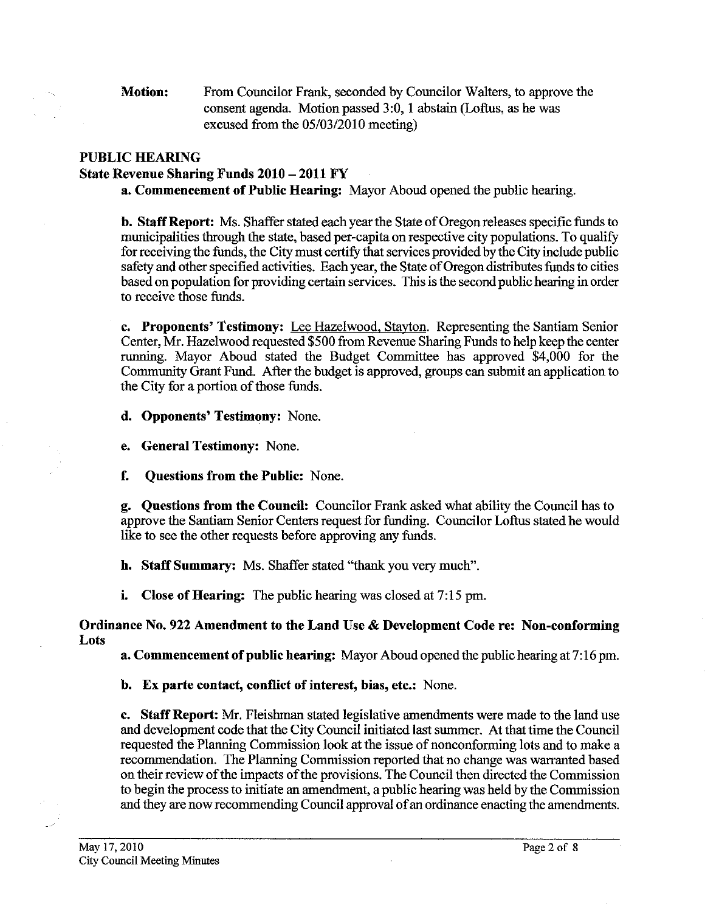**Motion:** From Councilor Frank, seconded by Councilor Walters, to approve the consent agenda. Motion passed 3:0, 1 abstain (Loftus, as he was excused from the 05/03/2010 meeting)

## PUBLIC HEARING

### State Revenue Sharing Funds 2010 – 2011 FY

**a. Commencement of Public Hearing:** Mayor Aboud opened the public hearing.

**b. Staff Report:** Ms. Shaffer stated each year the State of Oregon releases specific funds to municipalities through the state, based per-capita on respective city populations. To qualify for receiving the funds, the City must certify that services provided by the City include public safety and other specified activities. Each year, the State of Oregon distributes funds to cities based on population for providing certain services. This is the second public hearing in order to receive those funds.

**c. Proponents' Testimony:** Lee Hazelwood, Stayton. Representing the Santiam Senior Center, Mr. Hazelwood requested $500 from Revenue Sharing Funds to help keep the center running. Mayor Aboud stated the Budget Committee has approved $4,000 for the Community Grant Fund. After the budget is approved, groups can submit an application to the City for a portion of those funds.

**d. Opponents' Testimony:** None.

**e. General Testimony:** None.

**f. Questions from the Public:** None.

**g. Questions from the Council:** Councilor Frank asked what ability the Council has to approve the Santiam Senior Centers request for funding. Councilor Loftus stated he would like to see the other requests before approving any funds.

**h. Staff Summary:** Ms. Shaffer stated "thank you very much".

**i. Close of Hearing:** The public hearing was closed at 7:15 pm.

### Ordinance No. 922 Amendment to the Land Use & Development Code re: Non-conforming Lots

**a. Commencement of public hearing:** Mayor Aboud opened the public hearing at 7:16 pm.

**b. Ex parte contact, conflict of interest, bias, etc.:** None.

**c. Staff Report:** Mr. Fleishman stated legislative amendments were made to the land use and development code that the City Council initiated last summer. At that time the Council requested the Planning Commission look at the issue of nonconforming lots and to make a recommendation. The Planning Commission reported that no change was warranted based on their review of the impacts of the provisions. The Council then directed the Commission to begin the process to initiate an amendment, a public hearing was held by the Commission and they are now recommending Council approval of an ordinance enacting the amendments.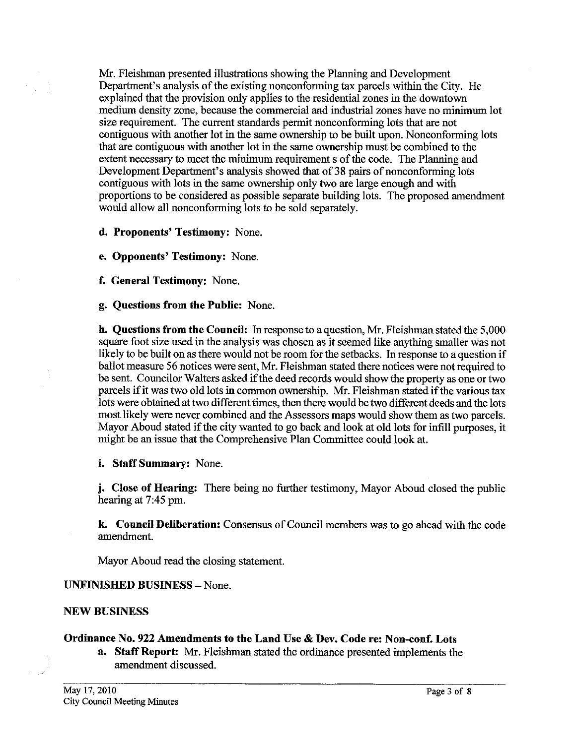Mr. Fleishman presented illustrations showing the Planning and Development Department's analysis of the existing nonconforming tax parcels within the City. He explained that the provision only applies to the residential zones in the downtown medium density zone, because the commercial and industrial zones have no minimum lot size requirement. The current standards permit nonconforming lots that are not contiguous with another lot in the same ownership to be built upon. Nonconforming lots that are contiguous with another lot in the same ownership must be combined to the extent necessary to meet the minimum requirement s of the code. The Planning and Development Department's analysis showed that of 38 pairs of nonconforming lots contiguous with lots in the same ownership only two are large enough and with proportions to be considered as possible separate building lots. The proposed amendment would allow all nonconforming lots to be sold separately.

**d. Proponents' Testimony:** None.

**e. Opponents' Testimony:** None.

**f. General Testimony:** None.

**g. Questions from the Public:** None.

**h. Questions from the Council:** In response to a question, Mr. Fleishman stated the 5,000 square foot size used in the analysis was chosen as it seemed like anything smaller was not likely to be built on as there would not be room for the setbacks. In response to a question if ballot measure 56 notices were sent, Mr. Fleishman stated there notices were not required to be sent. Councilor Walters asked if the deed records would show the property as one or two parcels if it was two old lots in common ownership. Mr. Fleishman stated if the various tax lots were obtained at two different times, then there would be two different deeds and the lots most likely were never combined and the Assessors maps would show them as two parcels. Mayor Aboud stated if the city wanted to go back and look at old lots for infill purposes, it might be an issue that the Comprehensive Plan Committee could look at.

**i. Staff Summary:** None.

**j. Close of Hearing:** There being no further testimony, Mayor Aboud closed the public hearing at 7:45 pm.

**k. Council Deliberation:** Consensus of Council members was to go ahead with the code amendment.

Mayor Aboud read the closing statement.

**UNFINISHED BUSINESS** – None.

**NEW BUSINESS**

**Ordinance No. 922 Amendments to the Land Use & Dev. Code re: Non-conf. Lots**

**a. Staff Report:** Mr. Fleishman stated the ordinance presented implements the amendment discussed.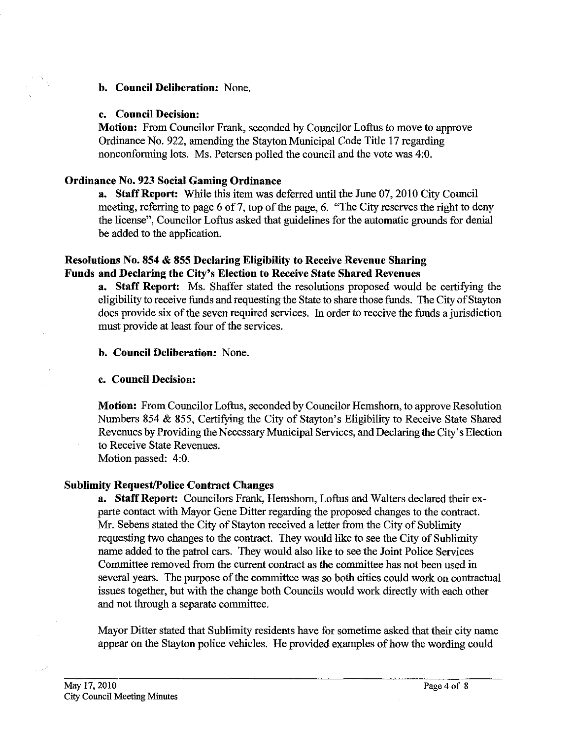**b. Council Deliberation:** None.

**c. Council Decision:**

**Motion:** From Councilor Frank, seconded by Councilor Loftus to move to approve Ordinance No. 922, amending the Stayton Municipal Code Title 17 regarding nonconforming lots. Ms. Petersen polled the council and the vote was 4:0.

**Ordinance No. 923 Social Gaming Ordinance**

**a. Staff Report:** While this item was deferred until the June 07, 2010 City Council meeting, referring to page 6 of 7, top of the page, 6. "The City reserves the right to deny the license", Councilor Loftus asked that guidelines for the automatic grounds for denial be added to the application.

**Resolutions No. 854 & 855 Declaring Eligibility to Receive Revenue Sharing Funds and Declaring the City's Election to Receive State Shared Revenues**

**a. Staff Report:** Ms. Shaffer stated the resolutions proposed would be certifying the eligibility to receive funds and requesting the State to share those funds. The City of Stayton does provide six of the seven required services. In order to receive the funds a jurisdiction must provide at least four of the services.

**b. Council Deliberation:** None.

**c. Council Decision:**

**Motion:** From Councilor Loftus, seconded by Councilor Hemshorn, to approve Resolution Numbers 854 & 855, Certifying the City of Stayton's Eligibility to Receive State Shared Revenues by Providing the Necessary Municipal Services, and Declaring the City's Election to Receive State Revenues.
Motion passed: 4:0.

**Sublimity Request/Police Contract Changes**

**a. Staff Report:** Councilors Frank, Hemshorn, Loftus and Walters declared their ex-parte contact with Mayor Gene Ditter regarding the proposed changes to the contract. Mr. Sebens stated the City of Stayton received a letter from the City of Sublimity requesting two changes to the contract. They would like to see the City of Sublimity name added to the patrol cars. They would also like to see the Joint Police Services Committee removed from the current contract as the committee has not been used in several years. The purpose of the committee was so both cities could work on contractual issues together, but with the change both Councils would work directly with each other and not through a separate committee.

Mayor Ditter stated that Sublimity residents have for sometime asked that their city name appear on the Stayton police vehicles. He provided examples of how the wording could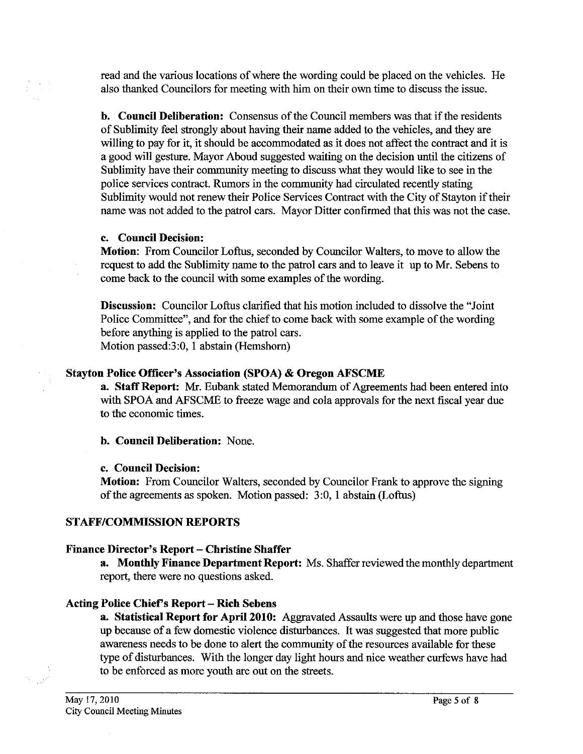read and the various locations of where the wording could be placed on the vehicles. He also thanked Councilors for meeting with him on their own time to discuss the issue.

**b. Council Deliberation:** Consensus of the Council members was that if the residents of Sublimity feel strongly about having their name added to the vehicles, and they are willing to pay for it, it should be accommodated as it does not affect the contract and it is a good will gesture. Mayor Aboud suggested waiting on the decision until the citizens of Sublimity have their community meeting to discuss what they would like to see in the police services contract. Rumors in the community had circulated recently stating Sublimity would not renew their Police Services Contract with the City of Stayton if their name was not added to the patrol cars. Mayor Ditter confirmed that this was not the case.

**c. Council Decision:**

**Motion**: From Councilor Loftus, seconded by Councilor Walters, to move to allow the request to add the Sublimity name to the patrol cars and to leave it up to Mr. Sebens to come back to the council with some examples of the wording.

**Discussion:** Councilor Loftus clarified that his motion included to dissolve the "Joint Police Committee", and for the chief to come back with some example of the wording before anything is applied to the patrol cars.
Motion passed:3:0, 1 abstain (Hemshorn)

### Stayton Police Officer's Association (SPOA) & Oregon AFSCME

**a. Staff Report:** Mr. Eubank stated Memorandum of Agreements had been entered into with SPOA and AFSCME to freeze wage and cola approvals for the next fiscal year due to the economic times.

**b. Council Deliberation:** None.

**c. Council Decision:**

**Motion:** From Councilor Walters, seconded by Councilor Frank to approve the signing of the agreements as spoken. Motion passed: 3:0, 1 abstain (Loftus)

## STAFF/COMMISSION REPORTS

### Finance Director's Report – Christine Shaffer

**a. Monthly Finance Department Report:** Ms. Shaffer reviewed the monthly department report, there were no questions asked.

### Acting Police Chief's Report – Rich Sebens

**a. Statistical Report for April 2010:** Aggravated Assaults were up and those have gone up because of a few domestic violence disturbances. It was suggested that more public awareness needs to be done to alert the community of the resources available for these type of disturbances. With the longer day light hours and nice weather curfews have had to be enforced as more youth are out on the streets.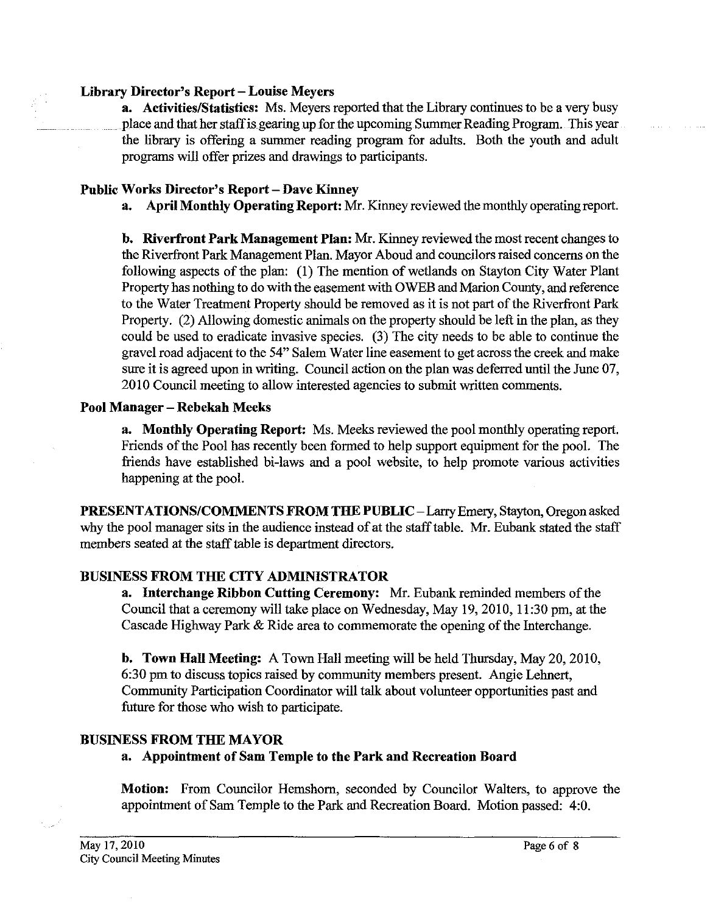**Library Director's Report – Louise Meyers**

**a. Activities/Statistics:** Ms. Meyers reported that the Library continues to be a very busy place and that her staff is gearing up for the upcoming Summer Reading Program. This year the library is offering a summer reading program for adults. Both the youth and adult programs will offer prizes and drawings to participants.

**Public Works Director's Report – Dave Kinney**

**a. April Monthly Operating Report:** Mr. Kinney reviewed the monthly operating report.

**b. Riverfront Park Management Plan:** Mr. Kinney reviewed the most recent changes to the Riverfront Park Management Plan. Mayor Aboud and councilors raised concerns on the following aspects of the plan: (1) The mention of wetlands on Stayton City Water Plant Property has nothing to do with the easement with OWEB and Marion County, and reference to the Water Treatment Property should be removed as it is not part of the Riverfront Park Property. (2) Allowing domestic animals on the property should be left in the plan, as they could be used to eradicate invasive species. (3) The city needs to be able to continue the gravel road adjacent to the 54" Salem Water line easement to get across the creek and make sure it is agreed upon in writing. Council action on the plan was deferred until the June 07, 2010 Council meeting to allow interested agencies to submit written comments.

**Pool Manager – Rebekah Meeks**

**a. Monthly Operating Report:** Ms. Meeks reviewed the pool monthly operating report. Friends of the Pool has recently been formed to help support equipment for the pool. The friends have established bi-laws and a pool website, to help promote various activities happening at the pool.

**PRESENTATIONS/COMMENTS FROM THE PUBLIC** – Larry Emery, Stayton, Oregon asked why the pool manager sits in the audience instead of at the staff table. Mr. Eubank stated the staff members seated at the staff table is department directors.

**BUSINESS FROM THE CITY ADMINISTRATOR**

**a. Interchange Ribbon Cutting Ceremony:** Mr. Eubank reminded members of the Council that a ceremony will take place on Wednesday, May 19, 2010, 11:30 pm, at the Cascade Highway Park & Ride area to commemorate the opening of the Interchange.

**b. Town Hall Meeting:** A Town Hall meeting will be held Thursday, May 20, 2010, 6:30 pm to discuss topics raised by community members present. Angie Lehnert, Community Participation Coordinator will talk about volunteer opportunities past and future for those who wish to participate.

**BUSINESS FROM THE MAYOR**

**a. Appointment of Sam Temple to the Park and Recreation Board**

**Motion:** From Councilor Hemshorn, seconded by Councilor Walters, to approve the appointment of Sam Temple to the Park and Recreation Board. Motion passed: 4:0.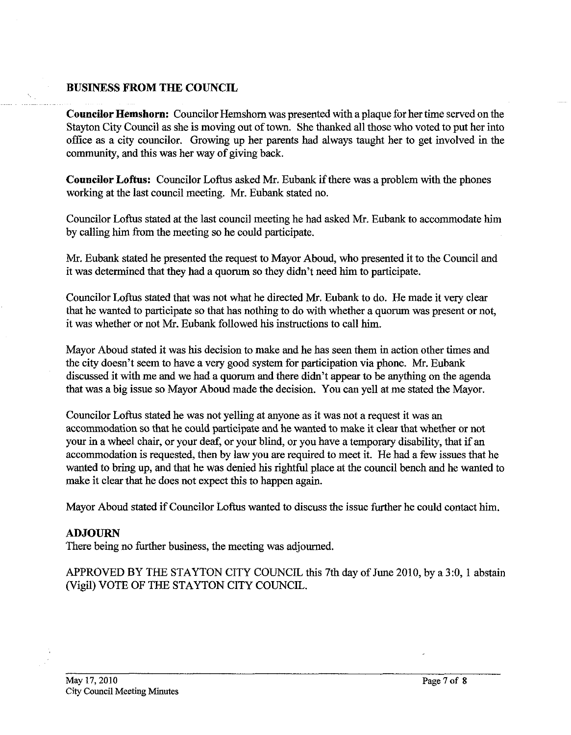## BUSINESS FROM THE COUNCIL

**Councilor Hemshorn:** Councilor Hemshorn was presented with a plaque for her time served on the Stayton City Council as she is moving out of town. She thanked all those who voted to put her into office as a city councilor. Growing up her parents had always taught her to get involved in the community, and this was her way of giving back.

**Councilor Loftus:** Councilor Loftus asked Mr. Eubank if there was a problem with the phones working at the last council meeting. Mr. Eubank stated no.

Councilor Loftus stated at the last council meeting he had asked Mr. Eubank to accommodate him by calling him from the meeting so he could participate.

Mr. Eubank stated he presented the request to Mayor Aboud, who presented it to the Council and it was determined that they had a quorum so they didn't need him to participate.

Councilor Loftus stated that was not what he directed Mr. Eubank to do. He made it very clear that he wanted to participate so that has nothing to do with whether a quorum was present or not, it was whether or not Mr. Eubank followed his instructions to call him.

Mayor Aboud stated it was his decision to make and he has seen them in action other times and the city doesn't seem to have a very good system for participation via phone. Mr. Eubank discussed it with me and we had a quorum and there didn't appear to be anything on the agenda that was a big issue so Mayor Aboud made the decision. You can yell at me stated the Mayor.

Councilor Loftus stated he was not yelling at anyone as it was not a request it was an accommodation so that he could participate and he wanted to make it clear that whether or not your in a wheel chair, or your deaf, or your blind, or you have a temporary disability, that if an accommodation is requested, then by law you are required to meet it. He had a few issues that he wanted to bring up, and that he was denied his rightful place at the council bench and he wanted to make it clear that he does not expect this to happen again.

Mayor Aboud stated if Councilor Loftus wanted to discuss the issue further he could contact him.

## ADJOURN

There being no further business, the meeting was adjourned.

APPROVED BY THE STAYTON CITY COUNCIL this 7th day of June 2010, by a 3:0, 1 abstain (Vigil) VOTE OF THE STAYTON CITY COUNCIL.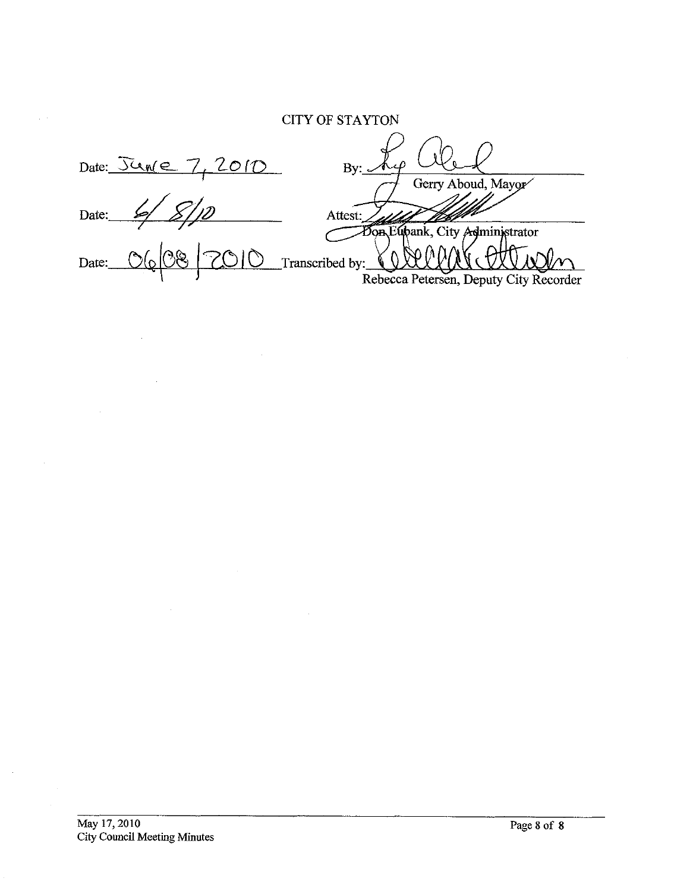CITY OF STAYTON

Date: June 7, 2010 By: ______________________
Gerry Aboud, Mayor

Date: 6/8/10 Attest: ______________________
Don Eubank, City Administrator

Date: 06/08/2010 Transcribed by: ______________________
Rebecca Petersen, Deputy City Recorder